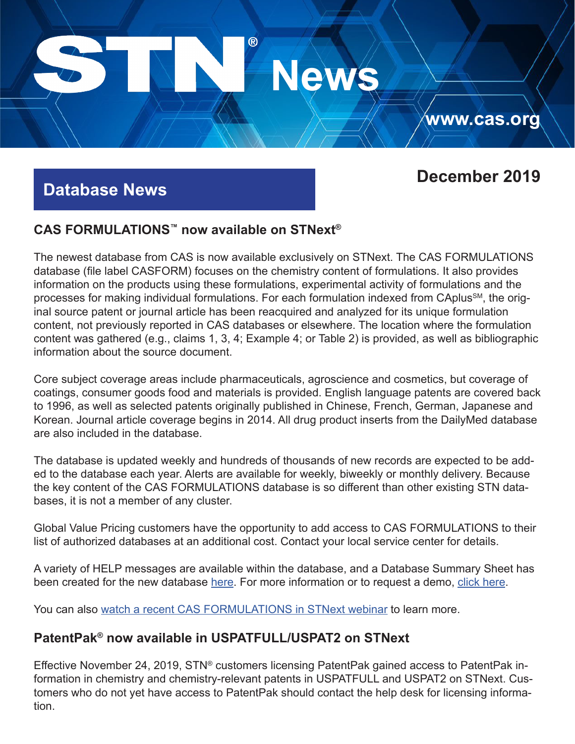# STN® News

www.cas.org

December 2019

## Database News

### CAS FORMULATIONS™ now available on STNext®

The newest database from CAS is now available exclusively on STNext. The CAS FORMULATIONS database (file label CASFORM) focuses on the chemistry content of formulations. It also provides information on the products using these formulations, experimental activity of formulations and the processes for making individual formulations. For each formulation indexed from CAplus℠, the original source patent or journal article has been reacquired and analyzed for its unique formulation content, not previously reported in CAS databases or elsewhere. The location where the formulation content was gathered (e.g., claims 1, 3, 4; Example 4; or Table 2) is provided, as well as bibliographic information about the source document.

Core subject coverage areas include pharmaceuticals, agroscience and cosmetics, but coverage of coatings, consumer goods food and materials is provided. English language patents are covered back to 1996, as well as selected patents originally published in Chinese, French, German, Japanese and Korean. Journal article coverage begins in 2014. All drug product inserts from the DailyMed database are also included in the database.

The database is updated weekly and hundreds of thousands of new records are expected to be added to the database each year. Alerts are available for weekly, biweekly or monthly delivery. Because the key content of the CAS FORMULATIONS database is so different than other existing STN databases, it is not a member of any cluster.

Global Value Pricing customers have the opportunity to add access to CAS FORMULATIONS to their list of authorized databases at an additional cost. Contact your local service center for details.

A variety of HELP messages are available within the database, and a Database Summary Sheet has been created for the new database here. For more information or to request a demo, click here.

You can also watch a recent CAS FORMULATIONS in STNext webinar to learn more.

### PatentPak® now available in USPATFULL/USPAT2 on STNext

Effective November 24, 2019, STN® customers licensing PatentPak gained access to PatentPak information in chemistry and chemistry-relevant patents in USPATFULL and USPAT2 on STNext. Customers who do not yet have access to PatentPak should contact the help desk for licensing information.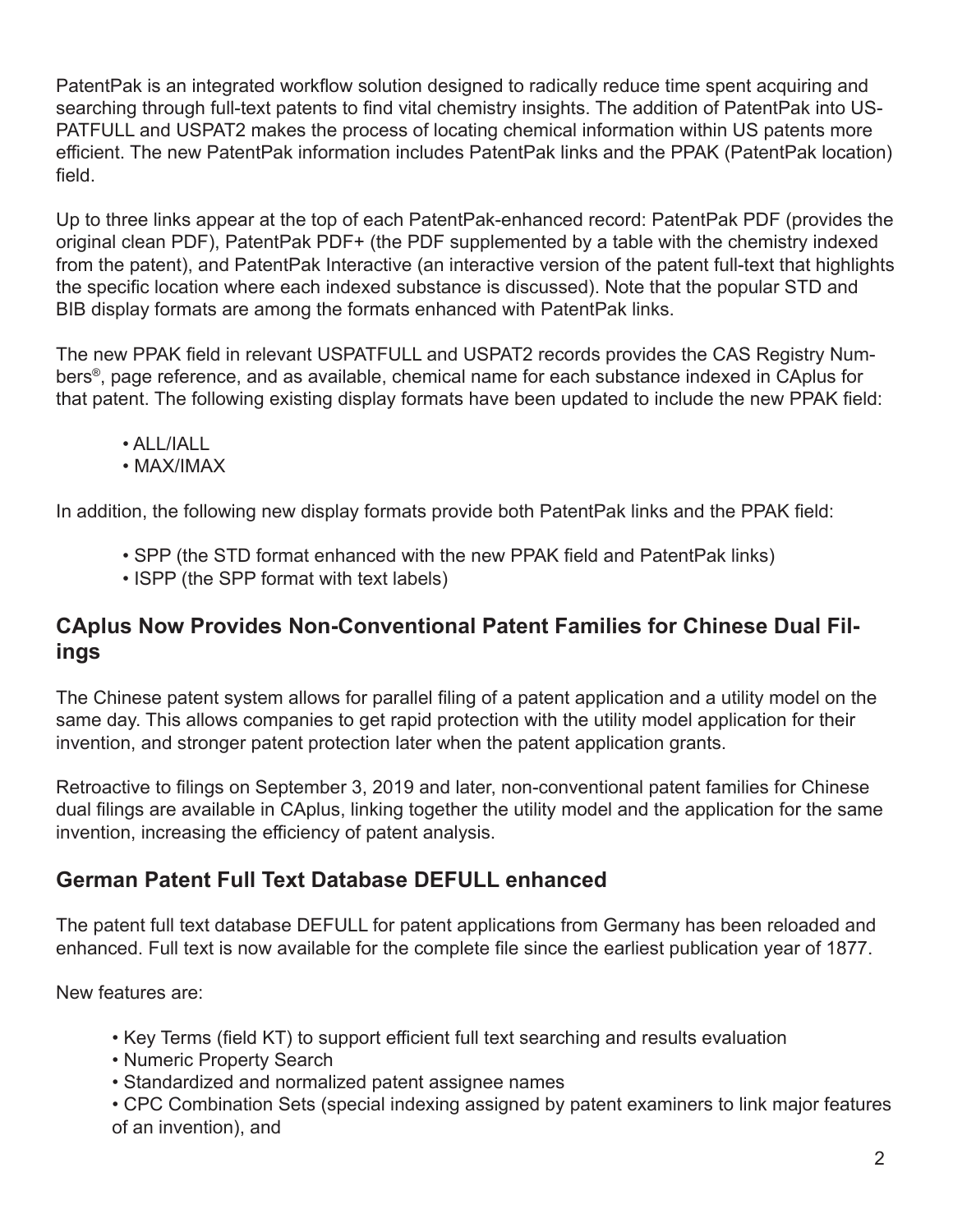PatentPak is an integrated workflow solution designed to radically reduce time spent acquiring and searching through full-text patents to find vital chemistry insights. The addition of PatentPak into USPATFULL and USPAT2 makes the process of locating chemical information within US patents more efficient. The new PatentPak information includes PatentPak links and the PPAK (PatentPak location) field.

Up to three links appear at the top of each PatentPak-enhanced record: PatentPak PDF (provides the original clean PDF), PatentPak PDF+ (the PDF supplemented by a table with the chemistry indexed from the patent), and PatentPak Interactive (an interactive version of the patent full-text that highlights the specific location where each indexed substance is discussed). Note that the popular STD and BIB display formats are among the formats enhanced with PatentPak links.

The new PPAK field in relevant USPATFULL and USPAT2 records provides the CAS Registry Numbers®, page reference, and as available, chemical name for each substance indexed in CAplus for that patent. The following existing display formats have been updated to include the new PPAK field:

- ALL/IALL
- MAX/IMAX

In addition, the following new display formats provide both PatentPak links and the PPAK field:

- SPP (the STD format enhanced with the new PPAK field and PatentPak links)
- ISPP (the SPP format with text labels)

## CAplus Now Provides Non-Conventional Patent Families for Chinese Dual Filings

The Chinese patent system allows for parallel filing of a patent application and a utility model on the same day. This allows companies to get rapid protection with the utility model application for their invention, and stronger patent protection later when the patent application grants.

Retroactive to filings on September 3, 2019 and later, non-conventional patent families for Chinese dual filings are available in CAplus, linking together the utility model and the application for the same invention, increasing the efficiency of patent analysis.

## German Patent Full Text Database DEFULL enhanced

The patent full text database DEFULL for patent applications from Germany has been reloaded and enhanced. Full text is now available for the complete file since the earliest publication year of 1877.

New features are:

- Key Terms (field KT) to support efficient full text searching and results evaluation
- Numeric Property Search
- Standardized and normalized patent assignee names
- CPC Combination Sets (special indexing assigned by patent examiners to link major features of an invention), and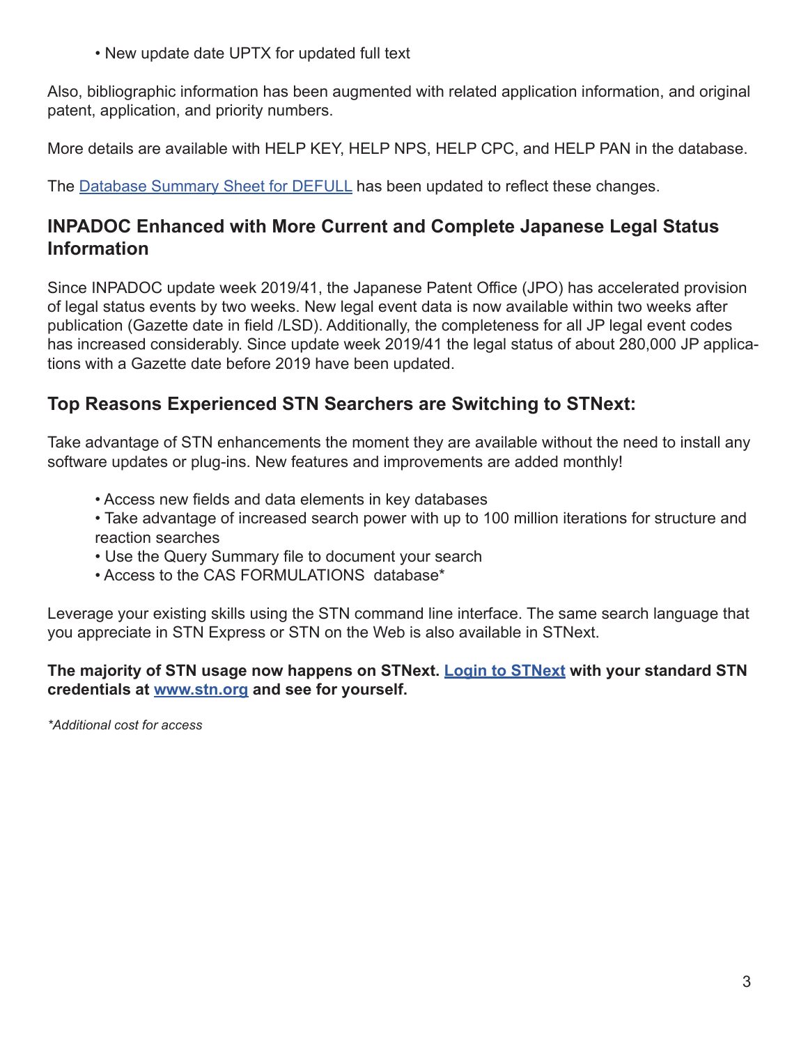- New update date UPTX for updated full text

Also, bibliographic information has been augmented with related application information, and original patent, application, and priority numbers.

More details are available with HELP KEY, HELP NPS, HELP CPC, and HELP PAN in the database.

The [Database Summary Sheet for DEFULL]() has been updated to reflect these changes.

## INPADOC Enhanced with More Current and Complete Japanese Legal Status Information

Since INPADOC update week 2019/41, the Japanese Patent Office (JPO) has accelerated provision of legal status events by two weeks. New legal event data is now available within two weeks after publication (Gazette date in field /LSD). Additionally, the completeness for all JP legal event codes has increased considerably. Since update week 2019/41 the legal status of about 280,000 JP applications with a Gazette date before 2019 have been updated.

## Top Reasons Experienced STN Searchers are Switching to STNext:

Take advantage of STN enhancements the moment they are available without the need to install any software updates or plug-ins. New features and improvements are added monthly!

- Access new fields and data elements in key databases
- Take advantage of increased search power with up to 100 million iterations for structure and reaction searches
- Use the Query Summary file to document your search
- Access to the CAS FORMULATIONS database*

Leverage your existing skills using the STN command line interface. The same search language that you appreciate in STN Express or STN on the Web is also available in STNext.

**The majority of STN usage now happens on STNext. [Login to STNext]() with your standard STN credentials at [www.stn.org]() and see for yourself.**

*\*Additional cost for access*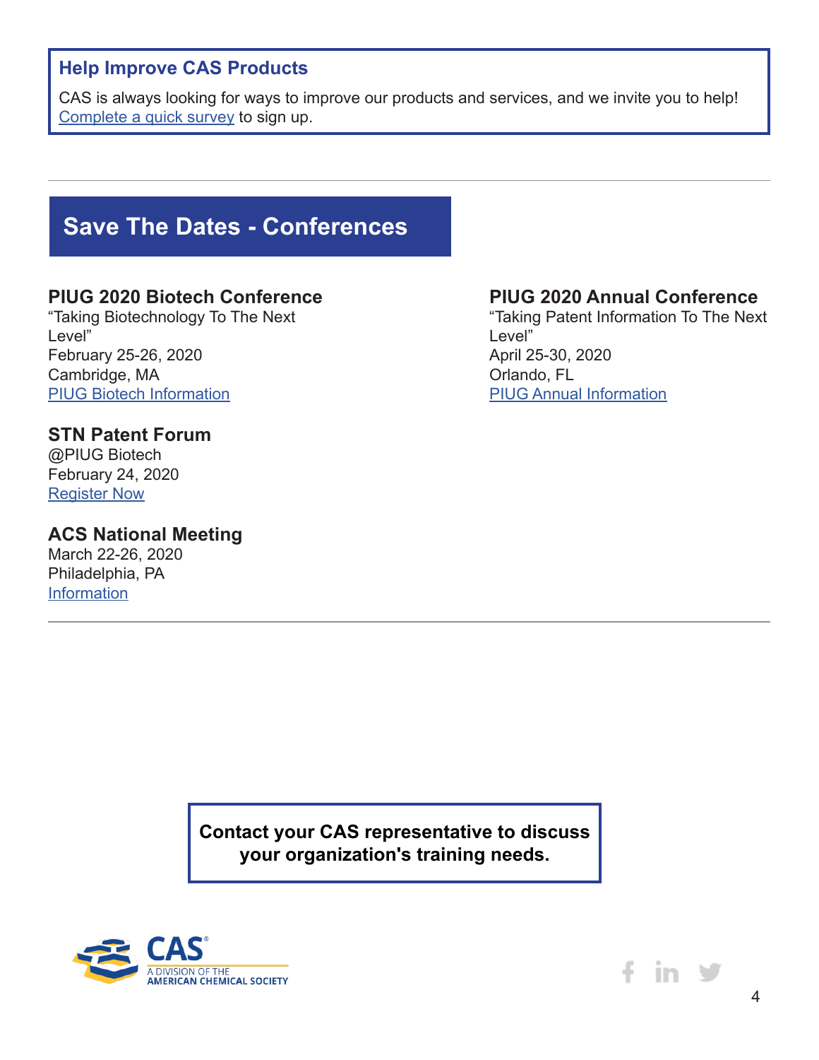## Help Improve CAS Products

CAS is always looking for ways to improve our products and services, and we invite you to help! Complete a quick survey to sign up.

---

# Save The Dates - Conferences

### PIUG 2020 Biotech Conference

“Taking Biotechnology To The Next Level”
February 25-26, 2020
Cambridge, MA
PIUG Biotech Information

### STN Patent Forum

@PIUG Biotech
February 24, 2020
Register Now

### ACS National Meeting

March 22-26, 2020
Philadelphia, PA
Information

### PIUG 2020 Annual Conference

“Taking Patent Information To The Next Level”
April 25-30, 2020
Orlando, FL
PIUG Annual Information

---

**Contact your CAS representative to discuss your organization's training needs.**

CAS®
A DIVISION OF THE AMERICAN CHEMICAL SOCIETY